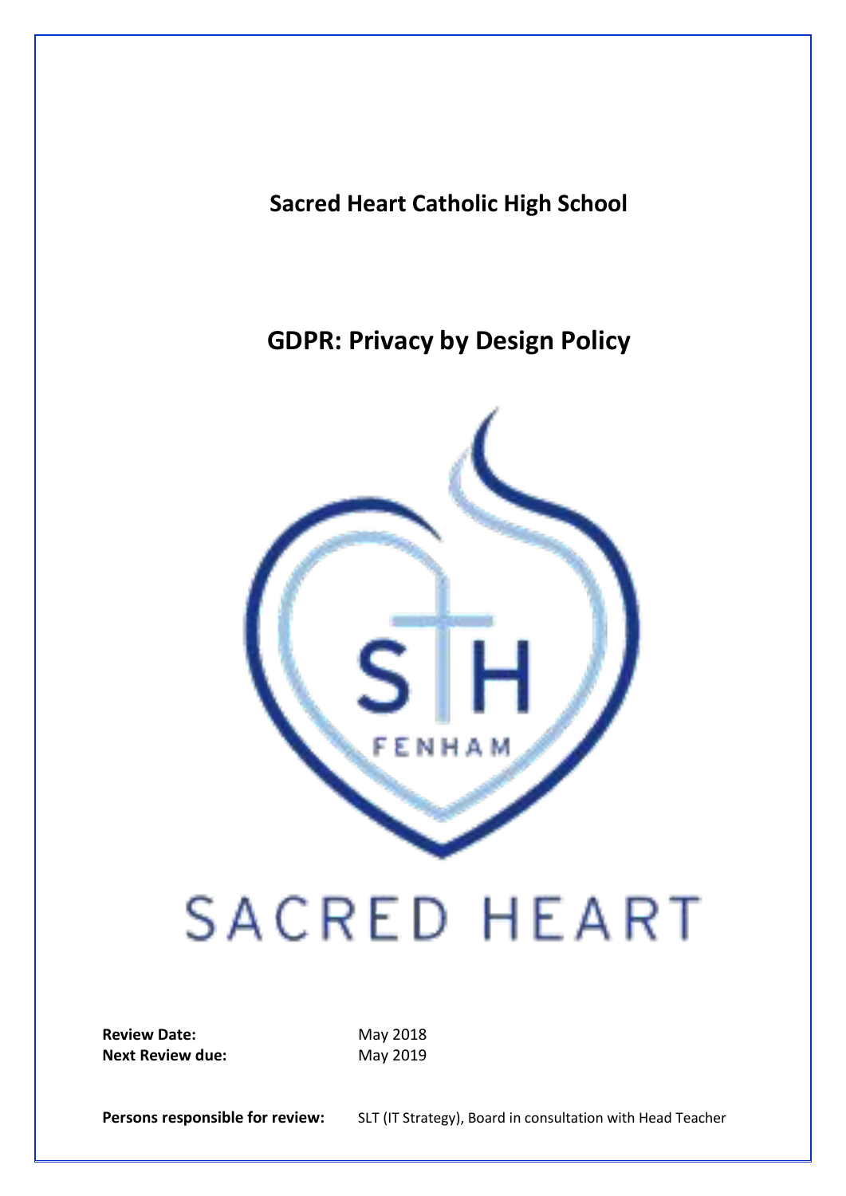# Sacred Heart Catholic High School

## GDPR: Privacy by Design Policy

**Review Date:** May 2018
**Next Review due:** May 2019

**Persons responsible for review:** SLT (IT Strategy), Board in consultation with Head Teacher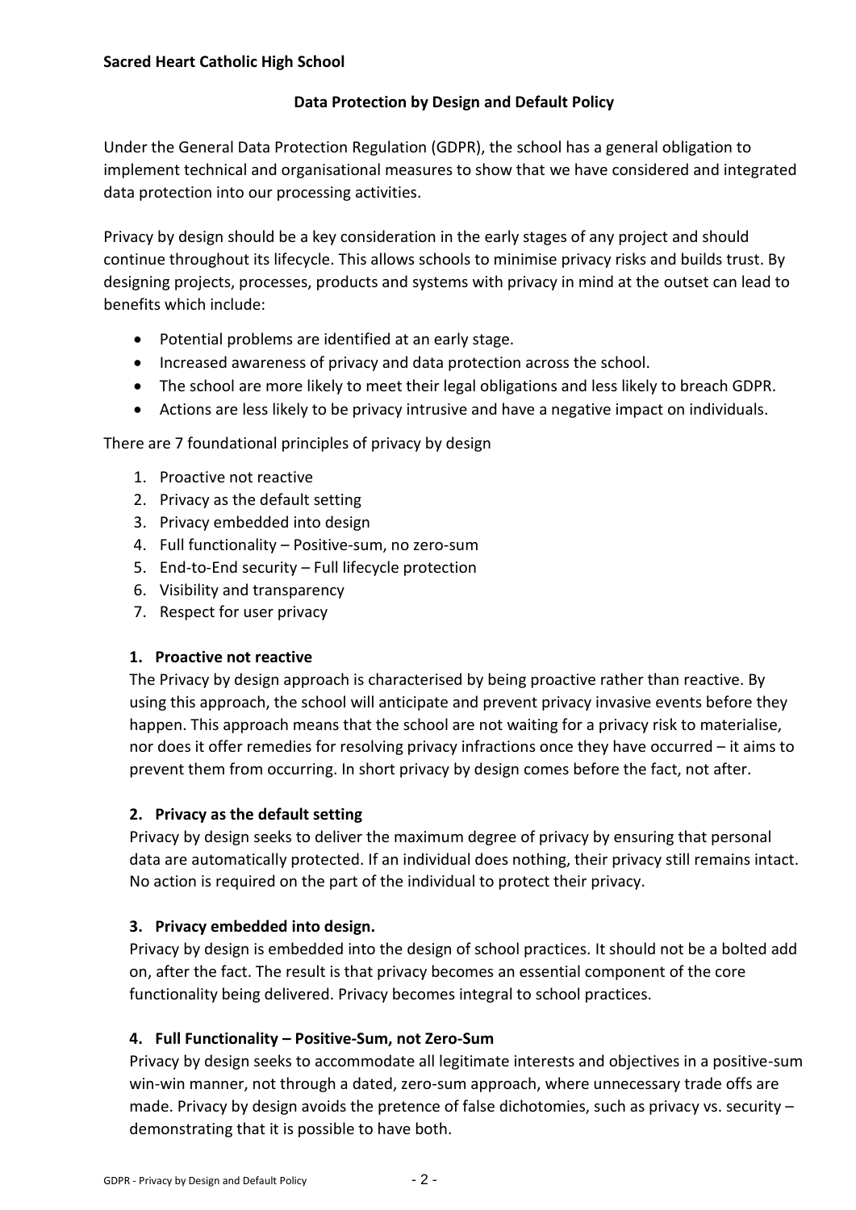**Sacred Heart Catholic High School**

## Data Protection by Design and Default Policy

Under the General Data Protection Regulation (GDPR), the school has a general obligation to implement technical and organisational measures to show that we have considered and integrated data protection into our processing activities.

Privacy by design should be a key consideration in the early stages of any project and should continue throughout its lifecycle. This allows schools to minimise privacy risks and builds trust. By designing projects, processes, products and systems with privacy in mind at the outset can lead to benefits which include:

- Potential problems are identified at an early stage.
- Increased awareness of privacy and data protection across the school.
- The school are more likely to meet their legal obligations and less likely to breach GDPR.
- Actions are less likely to be privacy intrusive and have a negative impact on individuals.

There are 7 foundational principles of privacy by design

1. Proactive not reactive
2. Privacy as the default setting
3. Privacy embedded into design
4. Full functionality – Positive-sum, no zero-sum
5. End-to-End security – Full lifecycle protection
6. Visibility and transparency
7. Respect for user privacy

### 1. Proactive not reactive

The Privacy by design approach is characterised by being proactive rather than reactive. By using this approach, the school will anticipate and prevent privacy invasive events before they happen. This approach means that the school are not waiting for a privacy risk to materialise, nor does it offer remedies for resolving privacy infractions once they have occurred – it aims to prevent them from occurring. In short privacy by design comes before the fact, not after.

### 2. Privacy as the default setting

Privacy by design seeks to deliver the maximum degree of privacy by ensuring that personal data are automatically protected. If an individual does nothing, their privacy still remains intact. No action is required on the part of the individual to protect their privacy.

### 3. Privacy embedded into design.

Privacy by design is embedded into the design of school practices. It should not be a bolted add on, after the fact. The result is that privacy becomes an essential component of the core functionality being delivered. Privacy becomes integral to school practices.

### 4. Full Functionality – Positive-Sum, not Zero-Sum

Privacy by design seeks to accommodate all legitimate interests and objectives in a positive-sum win-win manner, not through a dated, zero-sum approach, where unnecessary trade offs are made. Privacy by design avoids the pretence of false dichotomies, such as privacy vs. security – demonstrating that it is possible to have both.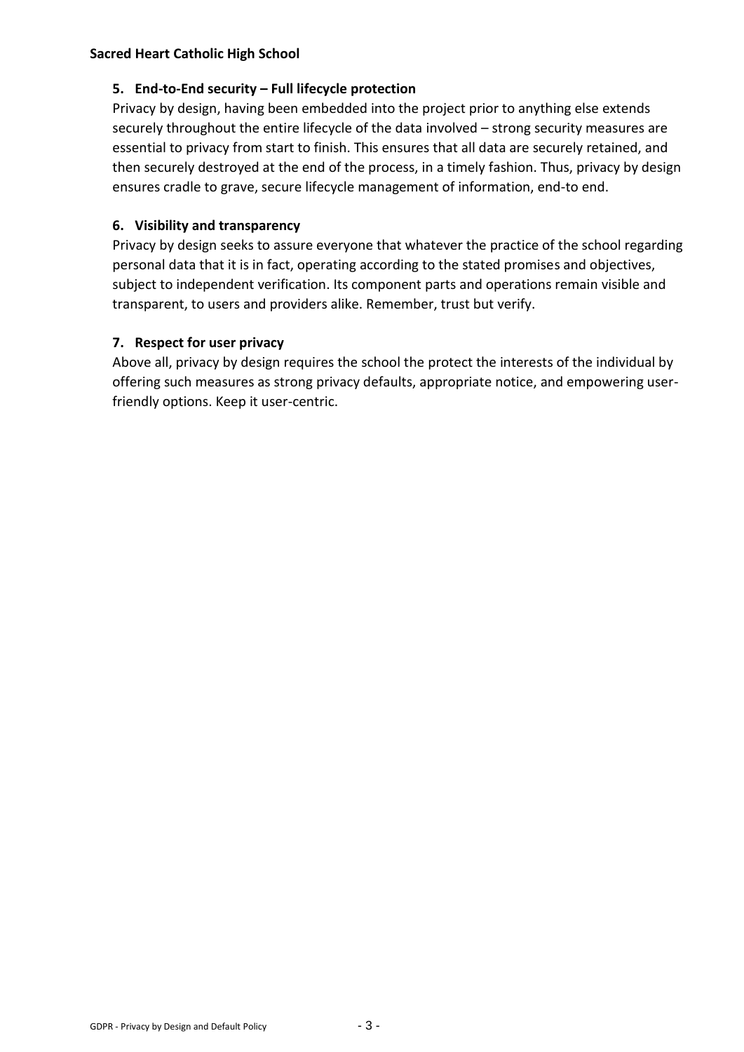### 5. End-to-End security – Full lifecycle protection

Privacy by design, having been embedded into the project prior to anything else extends securely throughout the entire lifecycle of the data involved – strong security measures are essential to privacy from start to finish. This ensures that all data are securely retained, and then securely destroyed at the end of the process, in a timely fashion. Thus, privacy by design ensures cradle to grave, secure lifecycle management of information, end-to end.

### 6. Visibility and transparency

Privacy by design seeks to assure everyone that whatever the practice of the school regarding personal data that it is in fact, operating according to the stated promises and objectives, subject to independent verification. Its component parts and operations remain visible and transparent, to users and providers alike. Remember, trust but verify.

### 7. Respect for user privacy

Above all, privacy by design requires the school the protect the interests of the individual by offering such measures as strong privacy defaults, appropriate notice, and empowering user-friendly options. Keep it user-centric.